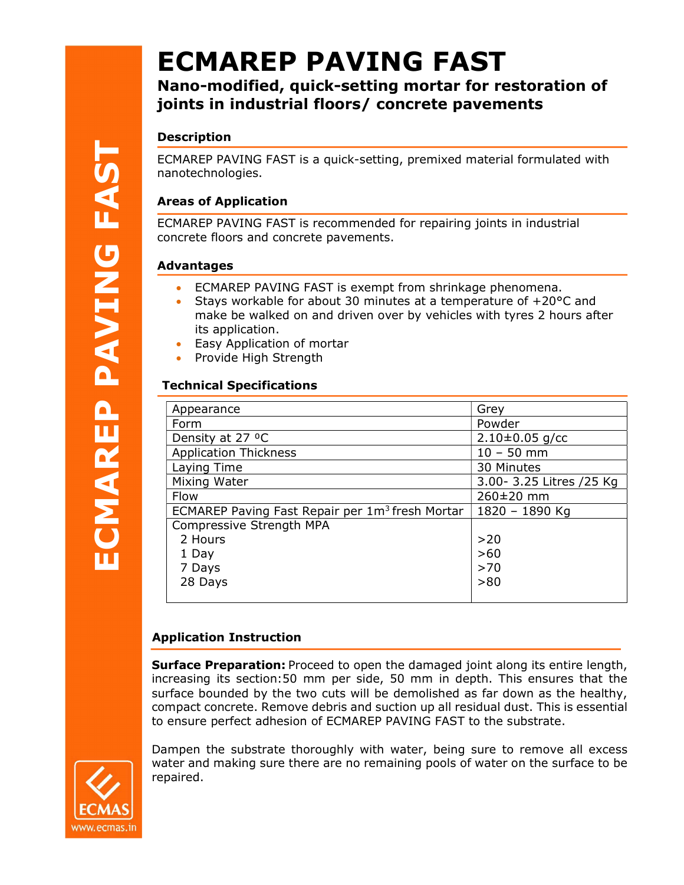# ECMAREP PAVING FAST

## Nano-modified, quick-setting mortar for restoration of joints in industrial floors/ concrete pavements

### Description

ECMAREP PAVING FAST is a quick-setting, premixed material formulated with nanotechnologies.

### Areas of Application

ECMAREP PAVING FAST is recommended for repairing joints in industrial concrete floors and concrete pavements.

### Advantages

- ECMAREP PAVING FAST is exempt from shrinkage phenomena.
- Stays workable for about 30 minutes at a temperature of +20°C and make be walked on and driven over by vehicles with tyres 2 hours after its application.
- Easy Application of mortar
- Provide High Strength

### Technical Specifications

| | |
|---|---|
| Appearance | Grey |
| Form | Powder |
| Density at 27 ºC | 2.10±0.05 g/cc |
| Application Thickness | 10 – 50 mm |
| Laying Time | 30 Minutes |
| Mixing Water | 3.00- 3.25 Litres /25 Kg |
| Flow | 260±20 mm |
| ECMAREP Paving Fast Repair per 1m$^3$ fresh Mortar | 1820 – 1890 Kg |
| Compressive Strength MPA | |
| 2 Hours | >20 |
| 1 Day | >60 |
| 7 Days | >70 |
| 28 Days | >80 |

### Application Instruction

**Surface Preparation:** Proceed to open the damaged joint along its entire length, increasing its section:50 mm per side, 50 mm in depth. This ensures that the surface bounded by the two cuts will be demolished as far down as the healthy, compact concrete. Remove debris and suction up all residual dust. This is essential to ensure perfect adhesion of ECMAREP PAVING FAST to the substrate.

Dampen the substrate thoroughly with water, being sure to remove all excess water and making sure there are no remaining pools of water on the surface to be repaired.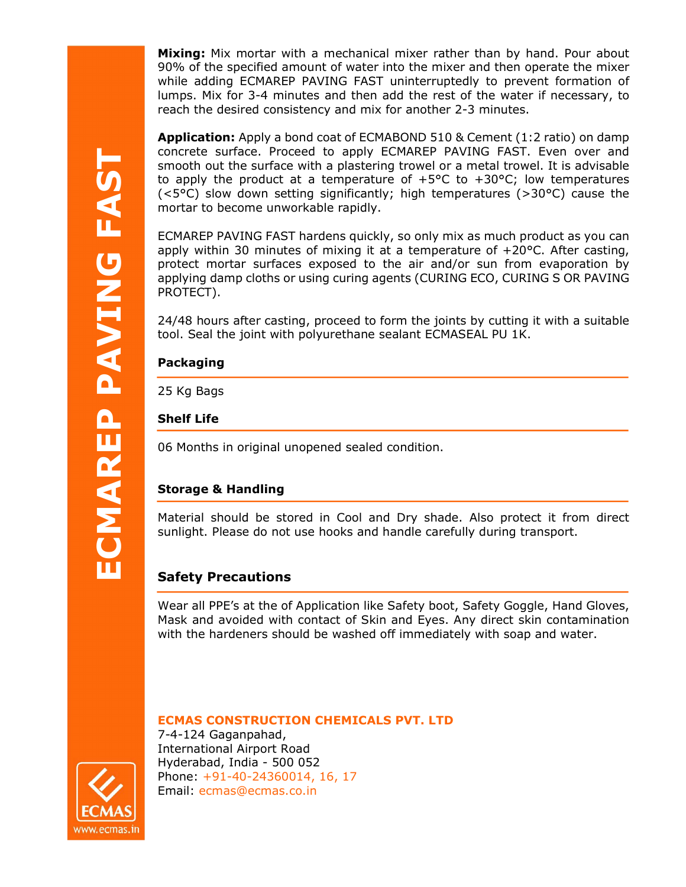**Mixing:** Mix mortar with a mechanical mixer rather than by hand. Pour about 90% of the specified amount of water into the mixer and then operate the mixer while adding ECMAREP PAVING FAST uninterruptedly to prevent formation of lumps. Mix for 3-4 minutes and then add the rest of the water if necessary, to reach the desired consistency and mix for another 2-3 minutes.

**Application:** Apply a bond coat of ECMABOND 510 & Cement (1:2 ratio) on damp concrete surface. Proceed to apply ECMAREP PAVING FAST. Even over and smooth out the surface with a plastering trowel or a metal trowel. It is advisable to apply the product at a temperature of +5°C to +30°C; low temperatures (<5°C) slow down setting significantly; high temperatures (>30°C) cause the mortar to become unworkable rapidly.

ECMAREP PAVING FAST hardens quickly, so only mix as much product as you can apply within 30 minutes of mixing it at a temperature of +20°C. After casting, protect mortar surfaces exposed to the air and/or sun from evaporation by applying damp cloths or using curing agents (CURING ECO, CURING S OR PAVING PROTECT).

24/48 hours after casting, proceed to form the joints by cutting it with a suitable tool. Seal the joint with polyurethane sealant ECMASEAL PU 1K.

## Packaging

25 Kg Bags

## Shelf Life

06 Months in original unopened sealed condition.

## Storage & Handling

Material should be stored in Cool and Dry shade. Also protect it from direct sunlight. Please do not use hooks and handle carefully during transport.

## Safety Precautions

Wear all PPE's at the of Application like Safety boot, Safety Goggle, Hand Gloves, Mask and avoided with contact of Skin and Eyes. Any direct skin contamination with the hardeners should be washed off immediately with soap and water.

**ECMAS CONSTRUCTION CHEMICALS PVT. LTD**
7-4-124 Gaganpahad,
International Airport Road
Hyderabad, India - 500 052
Phone: +91-40-24360014, 16, 17
Email: ecmas@ecmas.co.in